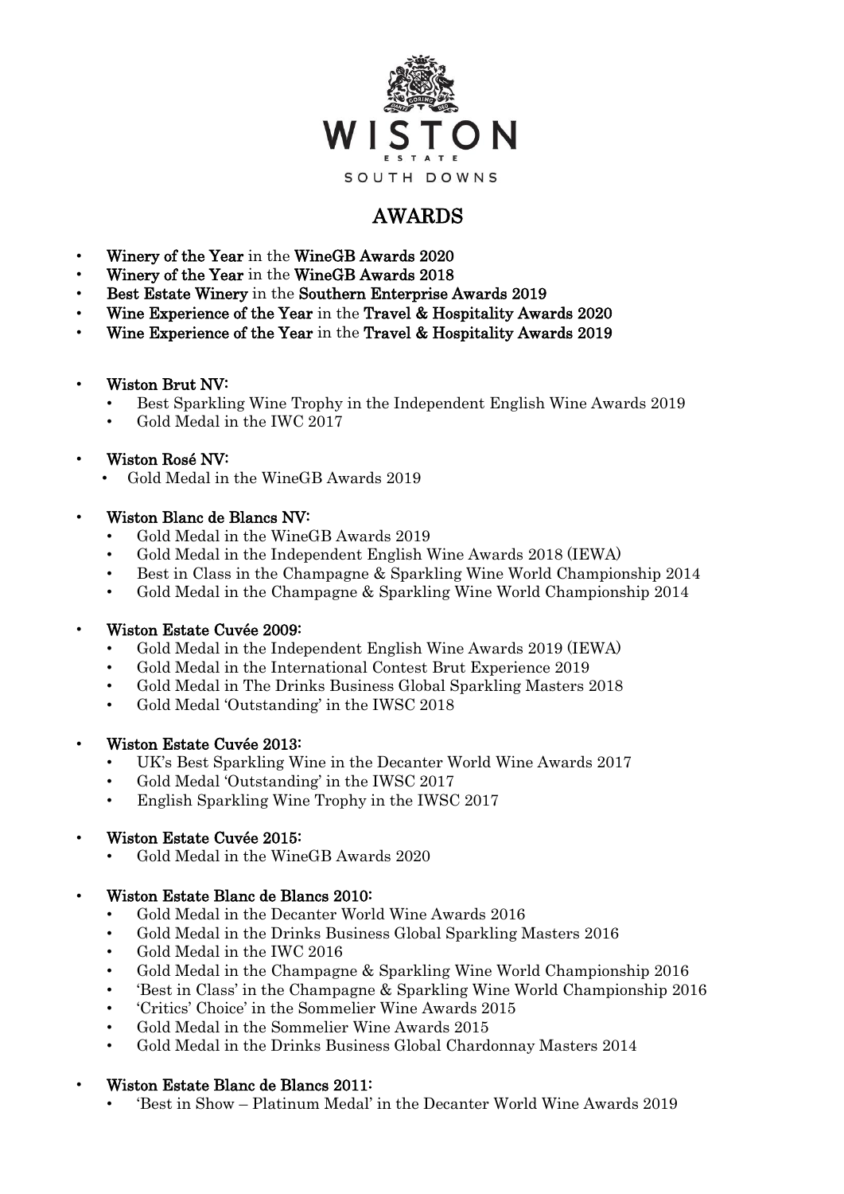WISTON

ESTATE

SOUTH DOWNS

# AWARDS

- **Winery of the Year** in the **WineGB Awards 2020**
- **Winery of the Year** in the **WineGB Awards 2018**
- **Best Estate Winery** in the **Southern Enterprise Awards 2019**
- **Wine Experience of the Year** in the **Travel & Hospitality Awards 2020**
- **Wine Experience of the Year** in the **Travel & Hospitality Awards 2019**

- **Wiston Brut NV:**
  - Best Sparkling Wine Trophy in the Independent English Wine Awards 2019
  - Gold Medal in the IWC 2017

- **Wiston Rosé NV:**
  - Gold Medal in the WineGB Awards 2019

- **Wiston Blanc de Blancs NV:**
  - Gold Medal in the WineGB Awards 2019
  - Gold Medal in the Independent English Wine Awards 2018 (IEWA)
  - Best in Class in the Champagne & Sparkling Wine World Championship 2014
  - Gold Medal in the Champagne & Sparkling Wine World Championship 2014

- **Wiston Estate Cuvée 2009:**
  - Gold Medal in the Independent English Wine Awards 2019 (IEWA)
  - Gold Medal in the International Contest Brut Experience 2019
  - Gold Medal in The Drinks Business Global Sparkling Masters 2018
  - Gold Medal 'Outstanding' in the IWSC 2018

- **Wiston Estate Cuvée 2013:**
  - UK's Best Sparkling Wine in the Decanter World Wine Awards 2017
  - Gold Medal 'Outstanding' in the IWSC 2017
  - English Sparkling Wine Trophy in the IWSC 2017

- **Wiston Estate Cuvée 2015:**
  - Gold Medal in the WineGB Awards 2020

- **Wiston Estate Blanc de Blancs 2010:**
  - Gold Medal in the Decanter World Wine Awards 2016
  - Gold Medal in the Drinks Business Global Sparkling Masters 2016
  - Gold Medal in the IWC 2016
  - Gold Medal in the Champagne & Sparkling Wine World Championship 2016
  - 'Best in Class' in the Champagne & Sparkling Wine World Championship 2016
  - 'Critics' Choice' in the Sommelier Wine Awards 2015
  - Gold Medal in the Sommelier Wine Awards 2015
  - Gold Medal in the Drinks Business Global Chardonnay Masters 2014

- **Wiston Estate Blanc de Blancs 2011:**
  - 'Best in Show – Platinum Medal' in the Decanter World Wine Awards 2019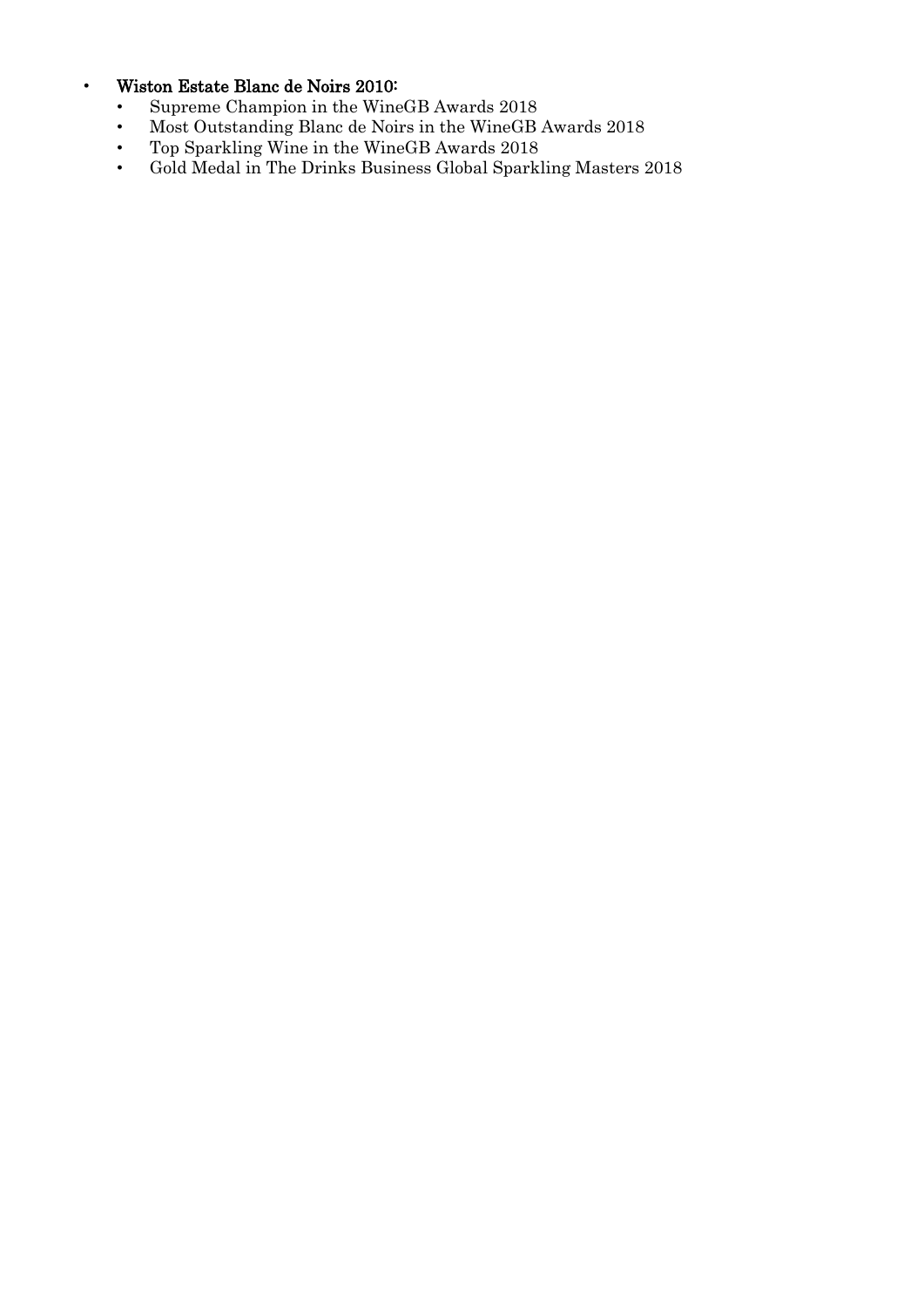- **Wiston Estate Blanc de Noirs 2010:**
  - Supreme Champion in the WineGB Awards 2018
  - Most Outstanding Blanc de Noirs in the WineGB Awards 2018
  - Top Sparkling Wine in the WineGB Awards 2018
  - Gold Medal in The Drinks Business Global Sparkling Masters 2018